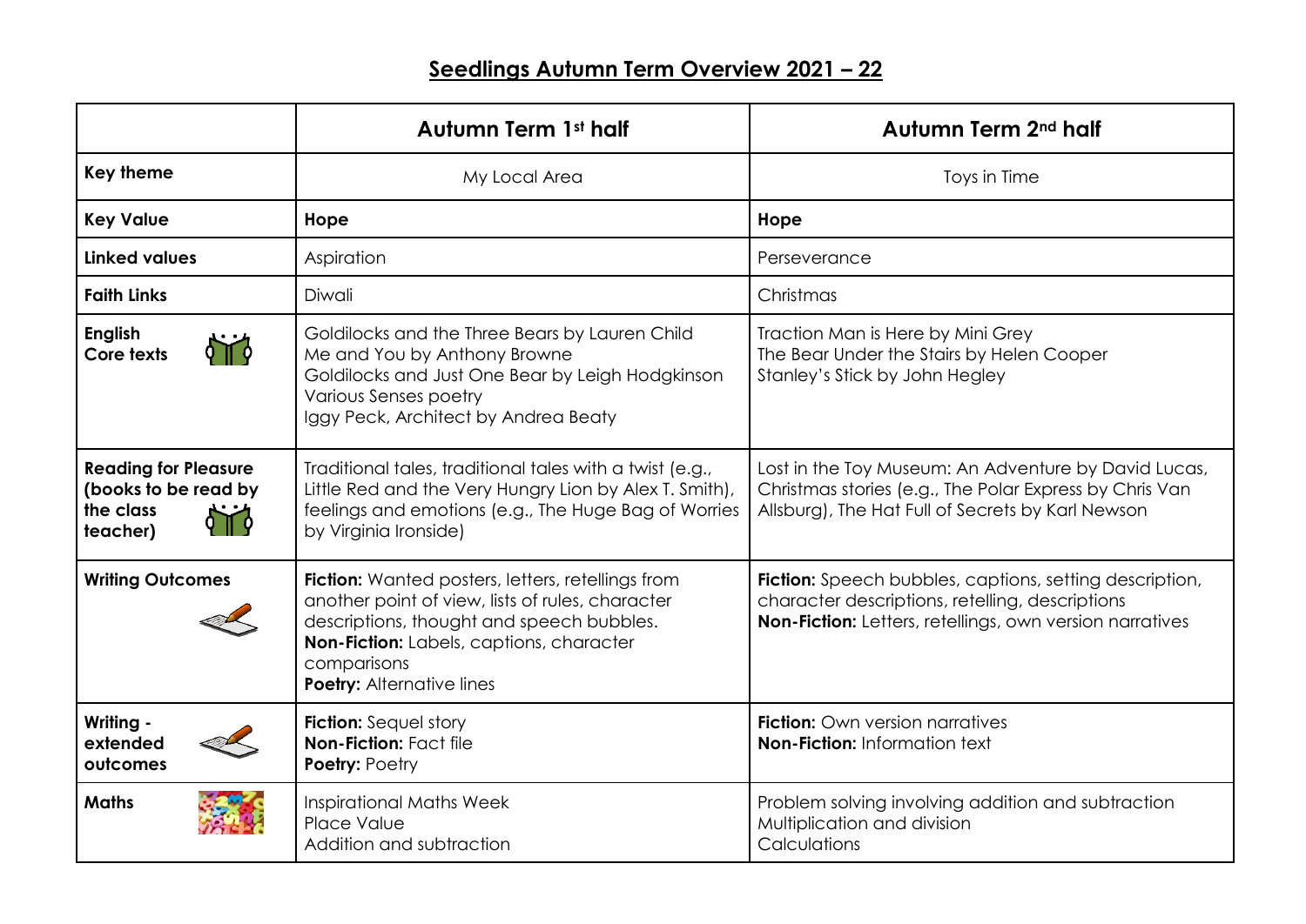# Seedlings Autumn Term Overview 2021 – 22

| | Autumn Term 1st half | Autumn Term 2nd half |
|---|---|---|
| **Key theme** | My Local Area | Toys in Time |
| **Key Value** | **Hope** | **Hope** |
| **Linked values** | Aspiration | Perseverance |
| **Faith Links** | Diwali | Christmas |
| **English Core texts** | Goldilocks and the Three Bears by Lauren Child<br>Me and You by Anthony Browne<br>Goldilocks and Just One Bear by Leigh Hodgkinson<br>Various Senses poetry<br>Iggy Peck, Architect by Andrea Beaty | Traction Man is Here by Mini Grey<br>The Bear Under the Stairs by Helen Cooper<br>Stanley's Stick by John Hegley |
| **Reading for Pleasure (books to be read by the class teacher)** | Traditional tales, traditional tales with a twist (e.g., Little Red and the Very Hungry Lion by Alex T. Smith), feelings and emotions (e.g., The Huge Bag of Worries by Virginia Ironside) | Lost in the Toy Museum: An Adventure by David Lucas, Christmas stories (e.g., The Polar Express by Chris Van Allsburg), The Hat Full of Secrets by Karl Newson |
| **Writing Outcomes** | **Fiction:** Wanted posters, letters, retellings from another point of view, lists of rules, character descriptions, thought and speech bubbles.<br>**Non-Fiction:** Labels, captions, character comparisons<br>**Poetry:** Alternative lines | **Fiction:** Speech bubbles, captions, setting description, character descriptions, retelling, descriptions<br>**Non-Fiction:** Letters, retellings, own version narratives |
| **Writing - extended outcomes** | **Fiction:** Sequel story<br>**Non-Fiction:** Fact file<br>**Poetry:** Poetry | **Fiction:** Own version narratives<br>**Non-Fiction:** Information text |
| **Maths** | Inspirational Maths Week<br>Place Value<br>Addition and subtraction | Problem solving involving addition and subtraction<br>Multiplication and division<br>Calculations |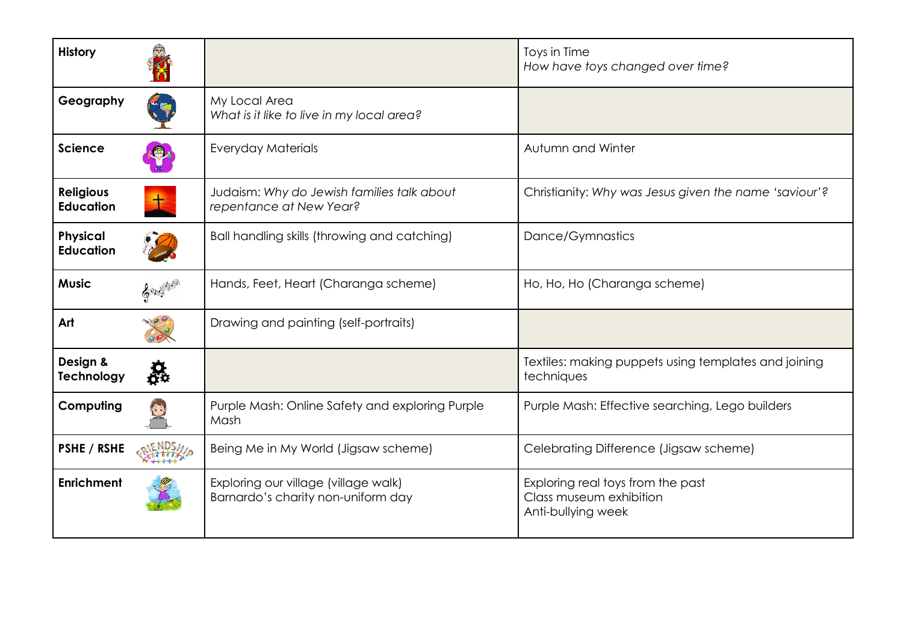| | | |
|---|---|---|
| **History** | | Toys in Time<br>*How have toys changed over time?* |
| **Geography** | My Local Area<br>*What is it like to live in my local area?* | |
| **Science** | Everyday Materials | Autumn and Winter |
| **Religious Education** | Judaism: *Why do Jewish families talk about repentance at New Year?* | Christianity: *Why was Jesus given the name 'saviour'?* |
| **Physical Education** | Ball handling skills (throwing and catching) | Dance/Gymnastics |
| **Music** | Hands, Feet, Heart (Charanga scheme) | Ho, Ho, Ho (Charanga scheme) |
| **Art** | Drawing and painting (self-portraits) | |
| **Design & Technology** | | Textiles: making puppets using templates and joining techniques |
| **Computing** | Purple Mash: Online Safety and exploring Purple Mash | Purple Mash: Effective searching, Lego builders |
| **PSHE / RSHE** | Being Me in My World (Jigsaw scheme) | Celebrating Difference (Jigsaw scheme) |
| **Enrichment** | Exploring our village (village walk)<br>Barnardo's charity non-uniform day | Exploring real toys from the past<br>Class museum exhibition<br>Anti-bullying week |